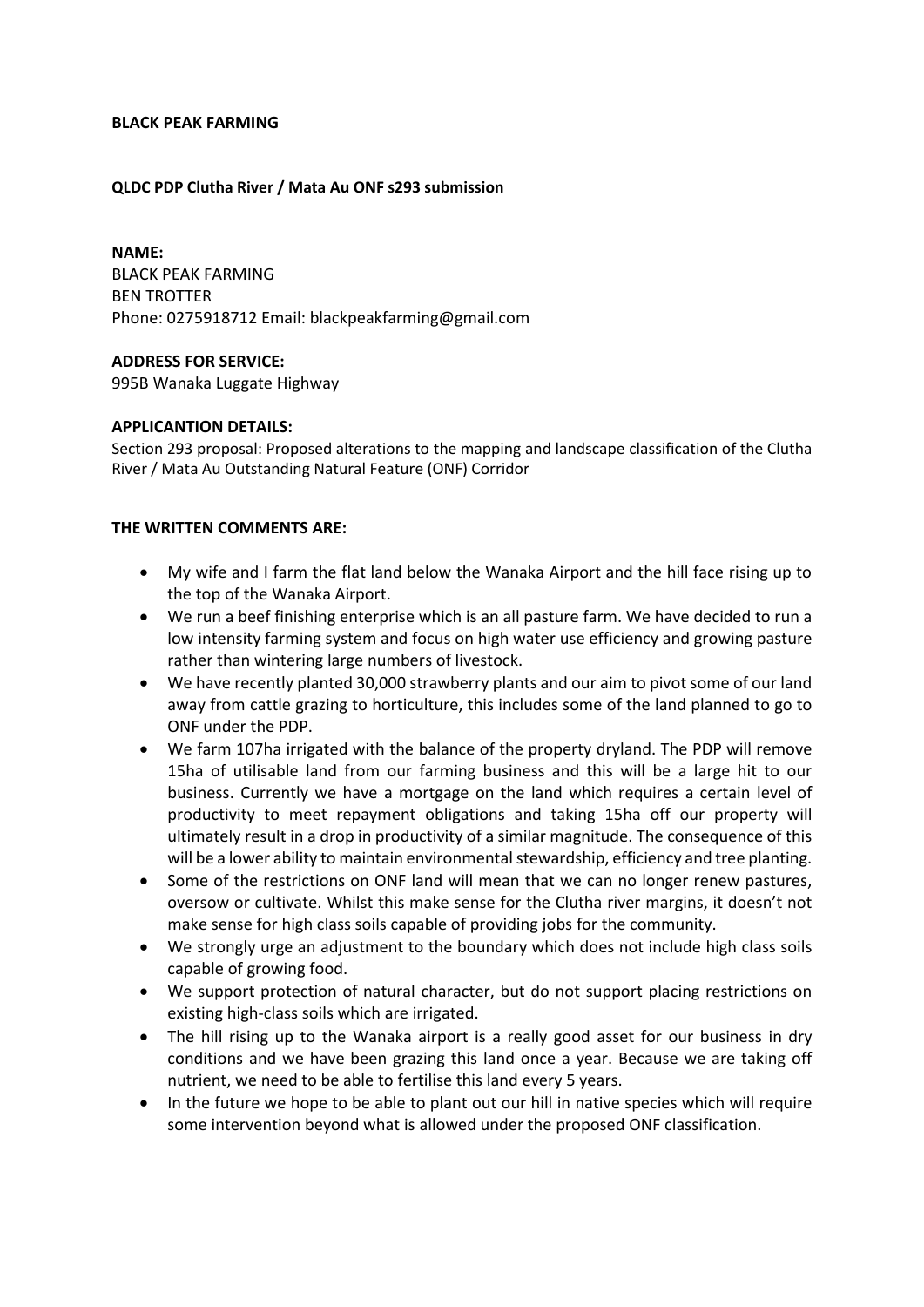**BLACK PEAK FARMING**

**QLDC PDP Clutha River / Mata Au ONF s293 submission**

**NAME:**
BLACK PEAK FARMING
BEN TROTTER
Phone: 0275918712 Email: blackpeakfarming@gmail.com

**ADDRESS FOR SERVICE:**
995B Wanaka Luggate Highway

**APPLICANTION DETAILS:**
Section 293 proposal: Proposed alterations to the mapping and landscape classification of the Clutha River / Mata Au Outstanding Natural Feature (ONF) Corridor

**THE WRITTEN COMMENTS ARE:**

- My wife and I farm the flat land below the Wanaka Airport and the hill face rising up to the top of the Wanaka Airport.
- We run a beef finishing enterprise which is an all pasture farm. We have decided to run a low intensity farming system and focus on high water use efficiency and growing pasture rather than wintering large numbers of livestock.
- We have recently planted 30,000 strawberry plants and our aim to pivot some of our land away from cattle grazing to horticulture, this includes some of the land planned to go to ONF under the PDP.
- We farm 107ha irrigated with the balance of the property dryland. The PDP will remove 15ha of utilisable land from our farming business and this will be a large hit to our business. Currently we have a mortgage on the land which requires a certain level of productivity to meet repayment obligations and taking 15ha off our property will ultimately result in a drop in productivity of a similar magnitude. The consequence of this will be a lower ability to maintain environmental stewardship, efficiency and tree planting.
- Some of the restrictions on ONF land will mean that we can no longer renew pastures, oversow or cultivate. Whilst this make sense for the Clutha river margins, it doesn't not make sense for high class soils capable of providing jobs for the community.
- We strongly urge an adjustment to the boundary which does not include high class soils capable of growing food.
- We support protection of natural character, but do not support placing restrictions on existing high-class soils which are irrigated.
- The hill rising up to the Wanaka airport is a really good asset for our business in dry conditions and we have been grazing this land once a year. Because we are taking off nutrient, we need to be able to fertilise this land every 5 years.
- In the future we hope to be able to plant out our hill in native species which will require some intervention beyond what is allowed under the proposed ONF classification.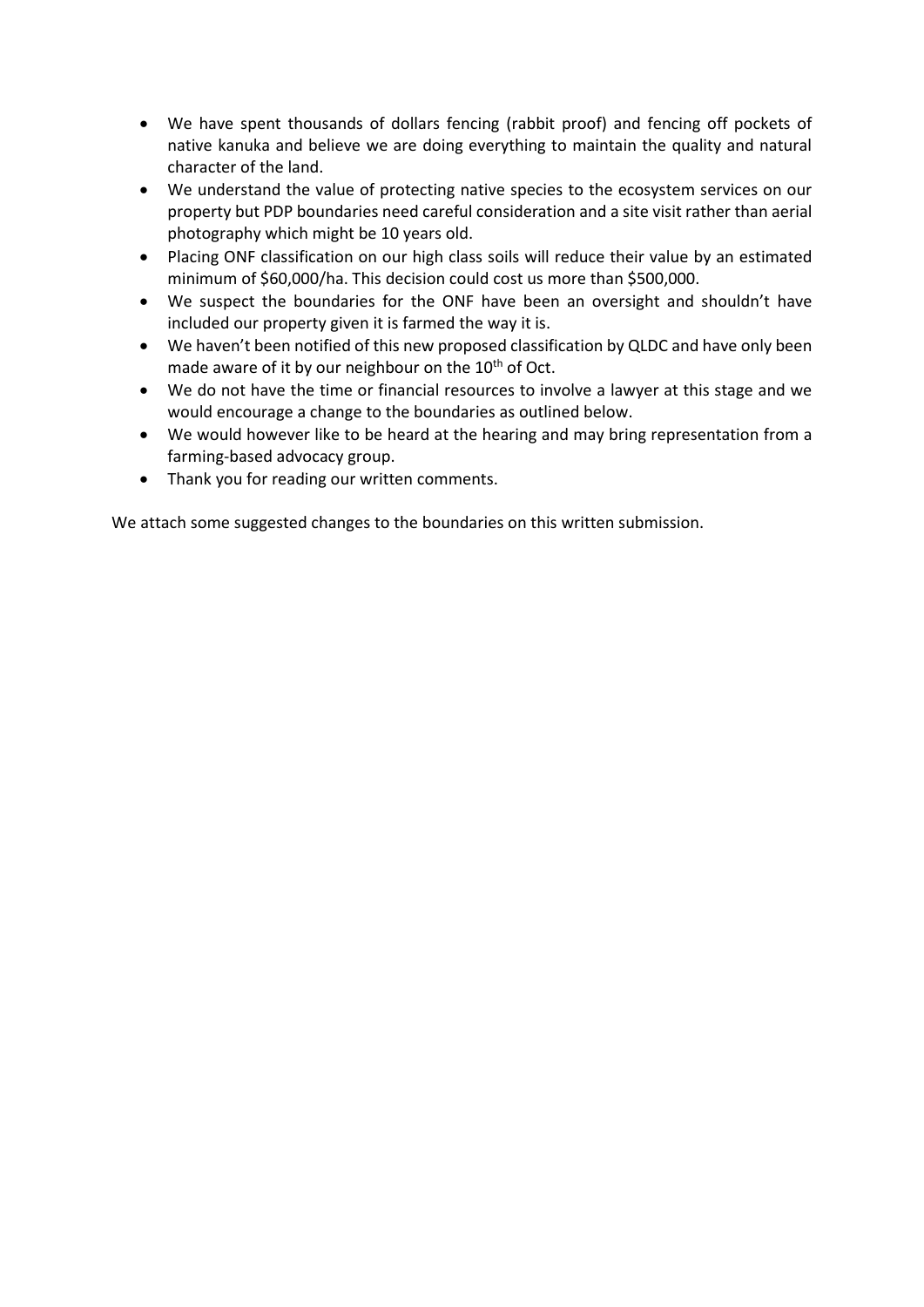- We have spent thousands of dollars fencing (rabbit proof) and fencing off pockets of native kanuka and believe we are doing everything to maintain the quality and natural character of the land.
- We understand the value of protecting native species to the ecosystem services on our property but PDP boundaries need careful consideration and a site visit rather than aerial photography which might be 10 years old.
- Placing ONF classification on our high class soils will reduce their value by an estimated minimum of $60,000/ha. This decision could cost us more than $500,000.
- We suspect the boundaries for the ONF have been an oversight and shouldn't have included our property given it is farmed the way it is.
- We haven't been notified of this new proposed classification by QLDC and have only been made aware of it by our neighbour on the 10th of Oct.
- We do not have the time or financial resources to involve a lawyer at this stage and we would encourage a change to the boundaries as outlined below.
- We would however like to be heard at the hearing and may bring representation from a farming-based advocacy group.
- Thank you for reading our written comments.

We attach some suggested changes to the boundaries on this written submission.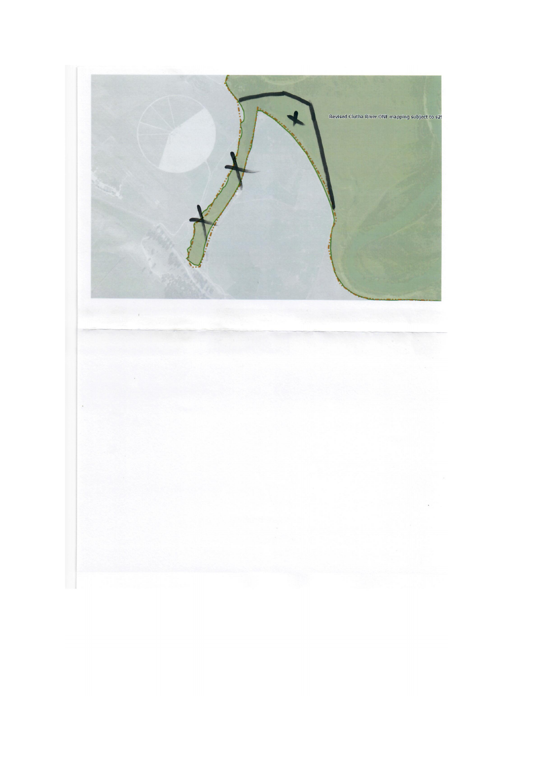Revised Clutha River ONF mapping subject to s29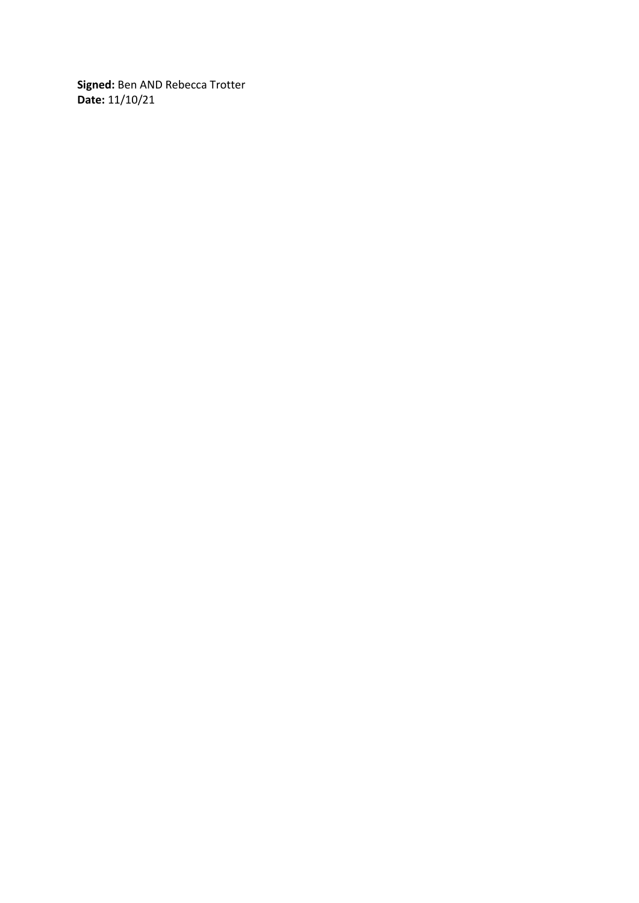**Signed:** Ben AND Rebecca Trotter
**Date:** 11/10/21